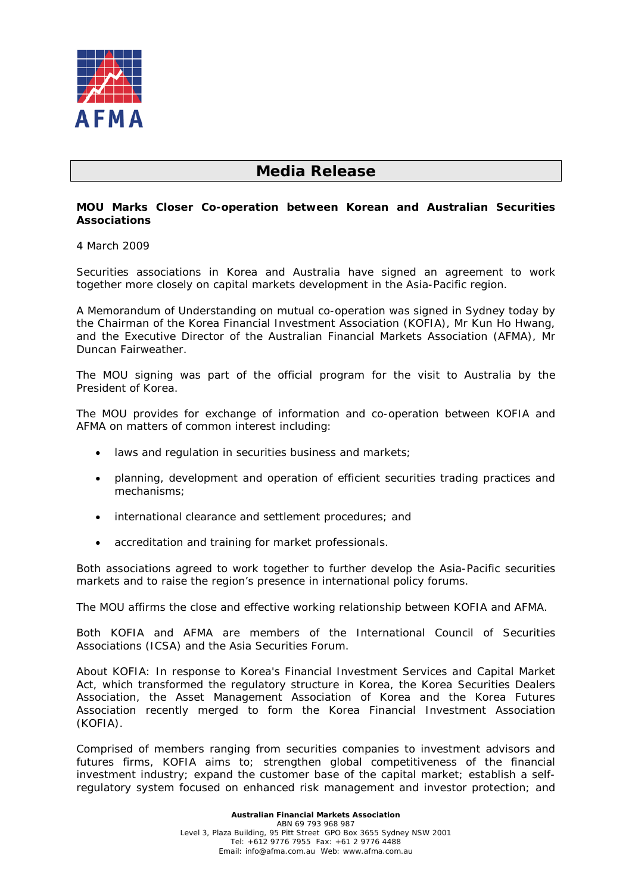AFMA

# Media Release

**MOU Marks Closer Co-operation between Korean and Australian Securities Associations**

4 March 2009

Securities associations in Korea and Australia have signed an agreement to work together more closely on capital markets development in the Asia-Pacific region.

A Memorandum of Understanding on mutual co-operation was signed in Sydney today by the Chairman of the Korea Financial Investment Association (KOFIA), Mr Kun Ho Hwang, and the Executive Director of the Australian Financial Markets Association (AFMA), Mr Duncan Fairweather.

The MOU signing was part of the official program for the visit to Australia by the President of Korea.

The MOU provides for exchange of information and co-operation between KOFIA and AFMA on matters of common interest including:

- laws and regulation in securities business and markets;
- planning, development and operation of efficient securities trading practices and mechanisms;
- international clearance and settlement procedures; and
- accreditation and training for market professionals.

Both associations agreed to work together to further develop the Asia-Pacific securities markets and to raise the region's presence in international policy forums.

The MOU affirms the close and effective working relationship between KOFIA and AFMA.

Both KOFIA and AFMA are members of the International Council of Securities Associations (ICSA) and the Asia Securities Forum.

About KOFIA: In response to Korea's Financial Investment Services and Capital Market Act, which transformed the regulatory structure in Korea, the Korea Securities Dealers Association, the Asset Management Association of Korea and the Korea Futures Association recently merged to form the Korea Financial Investment Association (KOFIA).

Comprised of members ranging from securities companies to investment advisors and futures firms, KOFIA aims to; strengthen global competitiveness of the financial investment industry; expand the customer base of the capital market; establish a self-regulatory system focused on enhanced risk management and investor protection; and

**Australian Financial Markets Association**
ABN 69 793 968 987
Level 3, Plaza Building, 95 Pitt Street GPO Box 3655 Sydney NSW 2001
Tel: +612 9776 7955 Fax: +61 2 9776 4488
Email: info@afma.com.au Web: www.afma.com.au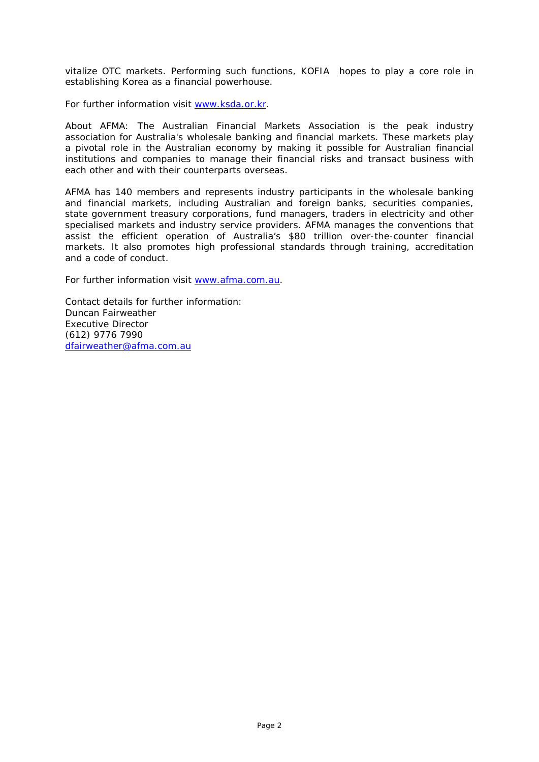vitalize OTC markets. Performing such functions, KOFIA hopes to play a core role in establishing Korea as a financial powerhouse.

For further information visit [www.ksda.or.kr](http://www.ksda.or.kr).

About AFMA: The Australian Financial Markets Association is the peak industry association for Australia's wholesale banking and financial markets. These markets play a pivotal role in the Australian economy by making it possible for Australian financial institutions and companies to manage their financial risks and transact business with each other and with their counterparts overseas.

AFMA has 140 members and represents industry participants in the wholesale banking and financial markets, including Australian and foreign banks, securities companies, state government treasury corporations, fund managers, traders in electricity and other specialised markets and industry service providers. AFMA manages the conventions that assist the efficient operation of Australia's $80 trillion over-the-counter financial markets. It also promotes high professional standards through training, accreditation and a code of conduct.

For further information visit [www.afma.com.au](http://www.afma.com.au).

Contact details for further information:
Duncan Fairweather
Executive Director
(612) 9776 7990
[dfairweather@afma.com.au](mailto:dfairweather@afma.com.au)